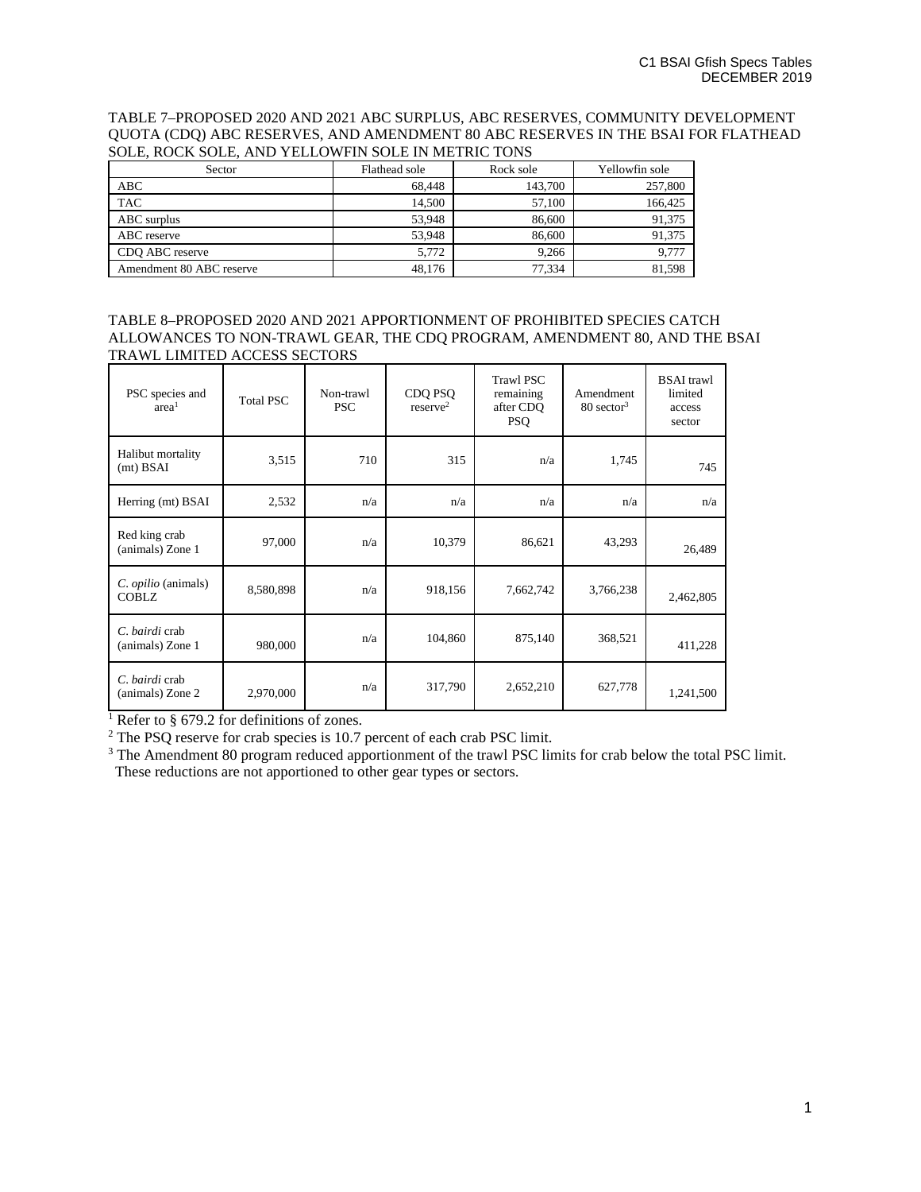TABLE 7–PROPOSED 2020 AND 2021 ABC SURPLUS, ABC RESERVES, COMMUNITY DEVELOPMENT QUOTA (CDQ) ABC RESERVES, AND AMENDMENT 80 ABC RESERVES IN THE BSAI FOR FLATHEAD SOLE, ROCK SOLE, AND YELLOWFIN SOLE IN METRIC TONS

| Sector | Flathead sole | Rock sole | Yellowfin sole |
|---|---|---|---|
| ABC | 68,448 | 143,700 | 257,800 |
| TAC | 14,500 | 57,100 | 166,425 |
| ABC surplus | 53,948 | 86,600 | 91,375 |
| ABC reserve | 53,948 | 86,600 | 91,375 |
| CDQ ABC reserve | 5,772 | 9,266 | 9,777 |
| Amendment 80 ABC reserve | 48,176 | 77,334 | 81,598 |

TABLE 8–PROPOSED 2020 AND 2021 APPORTIONMENT OF PROHIBITED SPECIES CATCH ALLOWANCES TO NON-TRAWL GEAR, THE CDQ PROGRAM, AMENDMENT 80, AND THE BSAI TRAWL LIMITED ACCESS SECTORS

| PSC species and area[1] | Total PSC | Non-trawl PSC | CDQ PSQ reserve[2] | Trawl PSC remaining after CDQ PSQ | Amendment 80 sector[3] | BSAI trawl limited access sector |
|---|---|---|---|---|---|---|
| Halibut mortality (mt) BSAI | 3,515 | 710 | 315 | n/a | 1,745 | 745 |
| Herring (mt) BSAI | 2,532 | n/a | n/a | n/a | n/a | n/a |
| Red king crab (animals) Zone 1 | 97,000 | n/a | 10,379 | 86,621 | 43,293 | 26,489 |
| *C. opilio* (animals) COBLZ | 8,580,898 | n/a | 918,156 | 7,662,742 | 3,766,238 | 2,462,805 |
| *C. bairdi* crab (animals) Zone 1 | 980,000 | n/a | 104,860 | 875,140 | 368,521 | 411,228 |
| *C. bairdi* crab (animals) Zone 2 | 2,970,000 | n/a | 317,790 | 2,652,210 | 627,778 | 1,241,500 |

[1] Refer to § 679.2 for definitions of zones.

[2] The PSQ reserve for crab species is 10.7 percent of each crab PSC limit.

[3] The Amendment 80 program reduced apportionment of the trawl PSC limits for crab below the total PSC limit. These reductions are not apportioned to other gear types or sectors.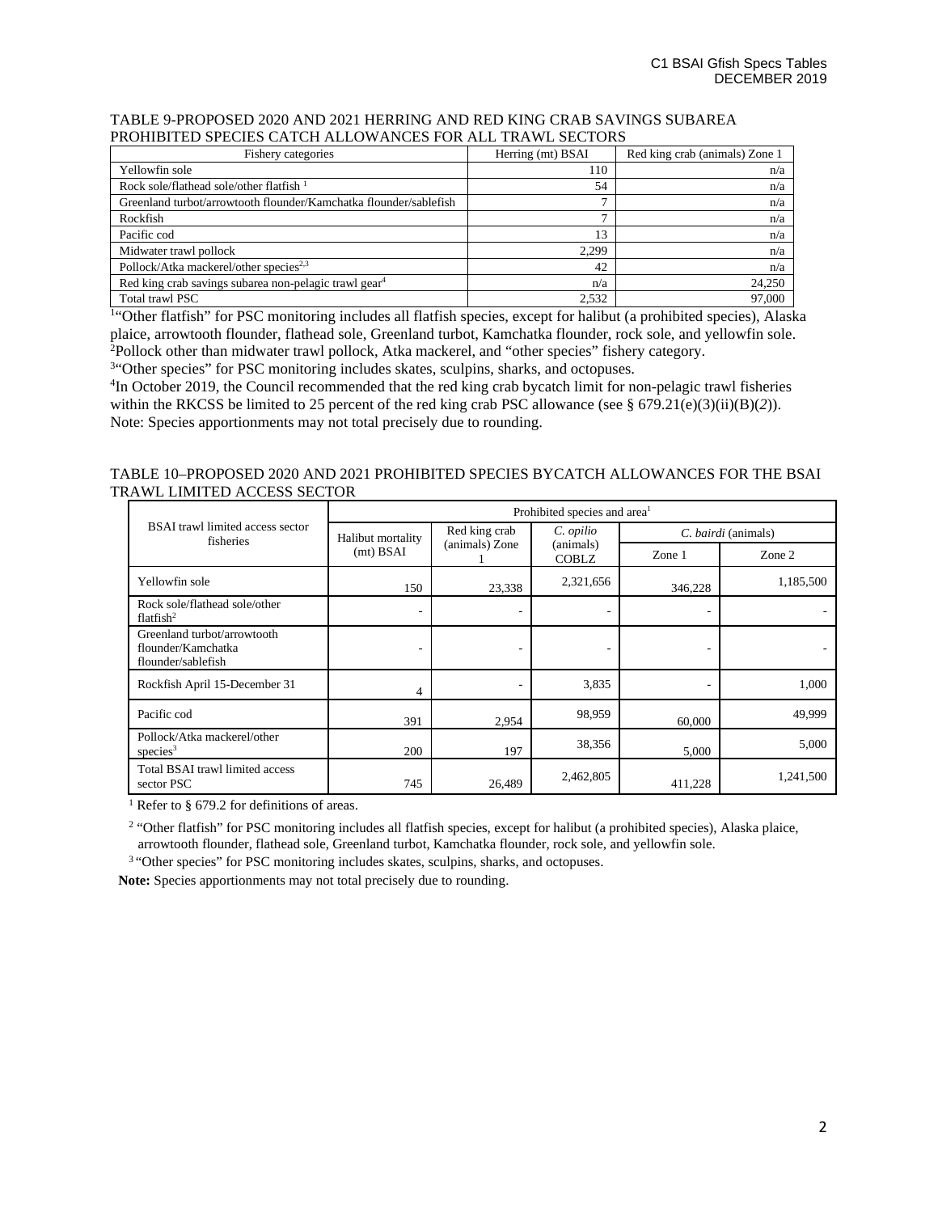TABLE 9-PROPOSED 2020 AND 2021 HERRING AND RED KING CRAB SAVINGS SUBAREA PROHIBITED SPECIES CATCH ALLOWANCES FOR ALL TRAWL SECTORS

| Fishery categories | Herring (mt) BSAI | Red king crab (animals) Zone 1 |
|---|---|---|
| Yellowfin sole | 110 | n/a |
| Rock sole/flathead sole/other flatfish [1] | 54 | n/a |
| Greenland turbot/arrowtooth flounder/Kamchatka flounder/sablefish | 7 | n/a |
| Rockfish | 7 | n/a |
| Pacific cod | 13 | n/a |
| Midwater trawl pollock | 2,299 | n/a |
| Pollock/Atka mackerel/other species[2,3] | 42 | n/a |
| Red king crab savings subarea non-pelagic trawl gear[4] | n/a | 24,250 |
| Total trawl PSC | 2,532 | 97,000 |

[1]"Other flatfish" for PSC monitoring includes all flatfish species, except for halibut (a prohibited species), Alaska plaice, arrowtooth flounder, flathead sole, Greenland turbot, Kamchatka flounder, rock sole, and yellowfin sole.
[2]Pollock other than midwater trawl pollock, Atka mackerel, and "other species" fishery category.
[3]"Other species" for PSC monitoring includes skates, sculpins, sharks, and octopuses.
[4]In October 2019, the Council recommended that the red king crab bycatch limit for non-pelagic trawl fisheries within the RKCSS be limited to 25 percent of the red king crab PSC allowance (see § 679.21(e)(3)(ii)(B)(*2*)).
Note: Species apportionments may not total precisely due to rounding.

TABLE 10–PROPOSED 2020 AND 2021 PROHIBITED SPECIES BYCATCH ALLOWANCES FOR THE BSAI TRAWL LIMITED ACCESS SECTOR

| BSAI trawl limited access sector fisheries | Prohibited species and area[1] | | | | |
|---|---|---|---|---|---|
| | Halibut mortality (mt) BSAI | Red king crab (animals) Zone 1 | *C. opilio* (animals) COBLZ | *C. bairdi* (animals) | |
| | | | | Zone 1 | Zone 2 |
| Yellowfin sole | 150 | 23,338 | 2,321,656 | 346,228 | 1,185,500 |
| Rock sole/flathead sole/other flatfish[2] | - | - | - | - | - |
| Greenland turbot/arrowtooth flounder/Kamchatka flounder/sablefish | - | - | - | - | - |
| Rockfish April 15-December 31 | 4 | - | 3,835 | - | 1,000 |
| Pacific cod | 391 | 2,954 | 98,959 | 60,000 | 49,999 |
| Pollock/Atka mackerel/other species[3] | 200 | 197 | 38,356 | 5,000 | 5,000 |
| Total BSAI trawl limited access sector PSC | 745 | 26,489 | 2,462,805 | 411,228 | 1,241,500 |

[1] Refer to § 679.2 for definitions of areas.

[2] "Other flatfish" for PSC monitoring includes all flatfish species, except for halibut (a prohibited species), Alaska plaice, arrowtooth flounder, flathead sole, Greenland turbot, Kamchatka flounder, rock sole, and yellowfin sole.

[3] "Other species" for PSC monitoring includes skates, sculpins, sharks, and octopuses.

**Note:** Species apportionments may not total precisely due to rounding.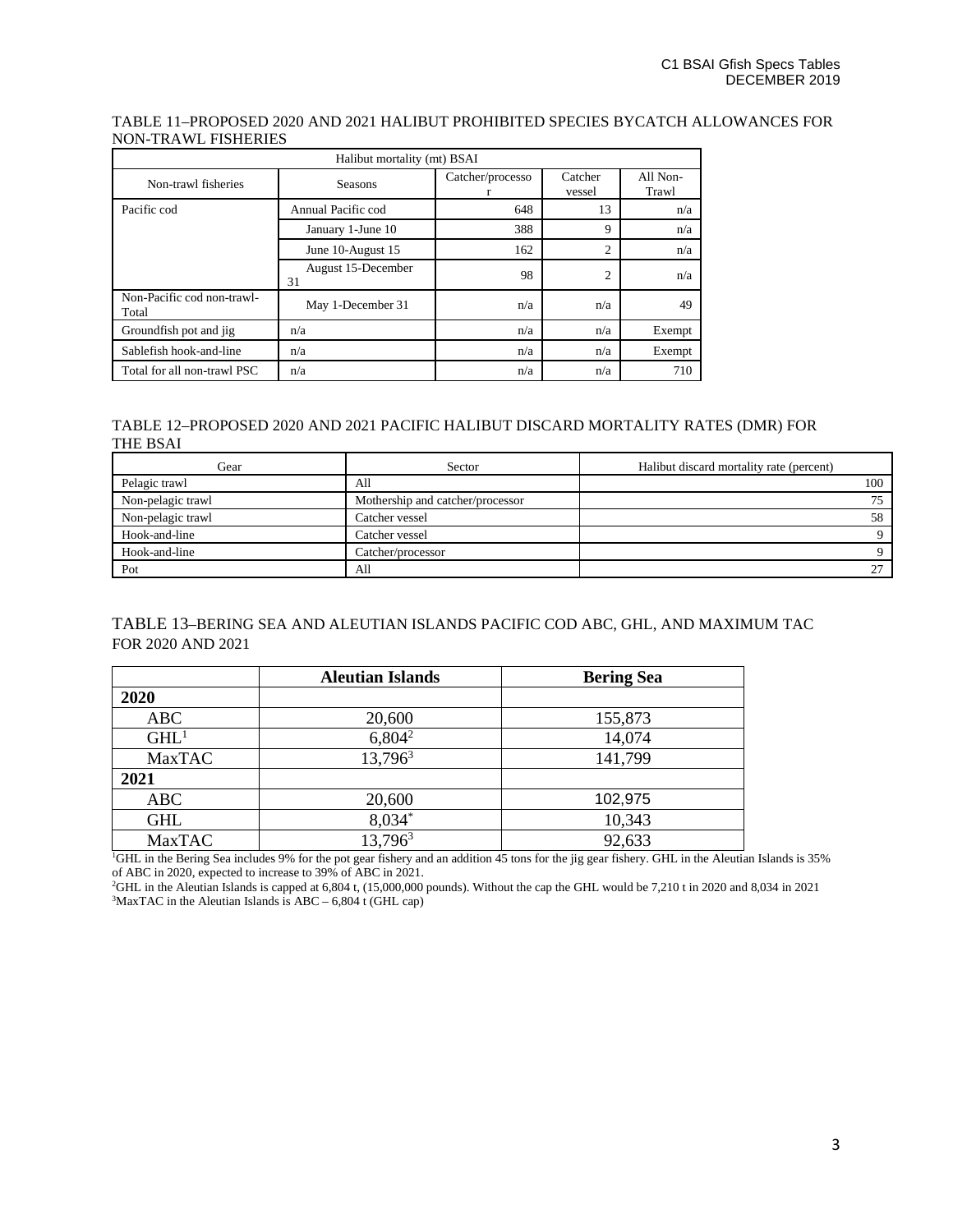TABLE 11–PROPOSED 2020 AND 2021 HALIBUT PROHIBITED SPECIES BYCATCH ALLOWANCES FOR NON-TRAWL FISHERIES

| Halibut mortality (mt) BSAI | | | | |
|---|---|---|---|---|
| Non-trawl fisheries | Seasons | Catcher/processor | Catcher vessel | All Non-Trawl |
| Pacific cod | Annual Pacific cod | 648 | 13 | n/a |
| | January 1-June 10 | 388 | 9 | n/a |
| | June 10-August 15 | 162 | 2 | n/a |
| | August 15-December 31 | 98 | 2 | n/a |
| Non-Pacific cod non-trawl-Total | May 1-December 31 | n/a | n/a | 49 |
| Groundfish pot and jig | n/a | n/a | n/a | Exempt |
| Sablefish hook-and-line | n/a | n/a | n/a | Exempt |
| Total for all non-trawl PSC | n/a | n/a | n/a | 710 |

TABLE 12–PROPOSED 2020 AND 2021 PACIFIC HALIBUT DISCARD MORTALITY RATES (DMR) FOR THE BSAI

| Gear | Sector | Halibut discard mortality rate (percent) |
|---|---|---|
| Pelagic trawl | All | 100 |
| Non-pelagic trawl | Mothership and catcher/processor | 75 |
| Non-pelagic trawl | Catcher vessel | 58 |
| Hook-and-line | Catcher vessel | 9 |
| Hook-and-line | Catcher/processor | 9 |
| Pot | All | 27 |

TABLE 13–BERING SEA AND ALEUTIAN ISLANDS PACIFIC COD ABC, GHL, AND MAXIMUM TAC FOR 2020 AND 2021

| | **Aleutian Islands** | **Bering Sea** |
|---|---|---|
| **2020** | | |
| ABC | 20,600 | 155,873 |
| GHL[1] | 6,804[2] | 14,074 |
| MaxTAC | 13,796[3] | 141,799 |
| **2021** | | |
| ABC | 20,600 | 102,975 |
| GHL | 8,034* | 10,343 |
| MaxTAC | 13,796[3] | 92,633 |

[1]GHL in the Bering Sea includes 9% for the pot gear fishery and an addition 45 tons for the jig gear fishery. GHL in the Aleutian Islands is 35% of ABC in 2020, expected to increase to 39% of ABC in 2021.

[2]GHL in the Aleutian Islands is capped at 6,804 t, (15,000,000 pounds). Without the cap the GHL would be 7,210 t in 2020 and 8,034 in 2021

[3]MaxTAC in the Aleutian Islands is ABC – 6,804 t (GHL cap)